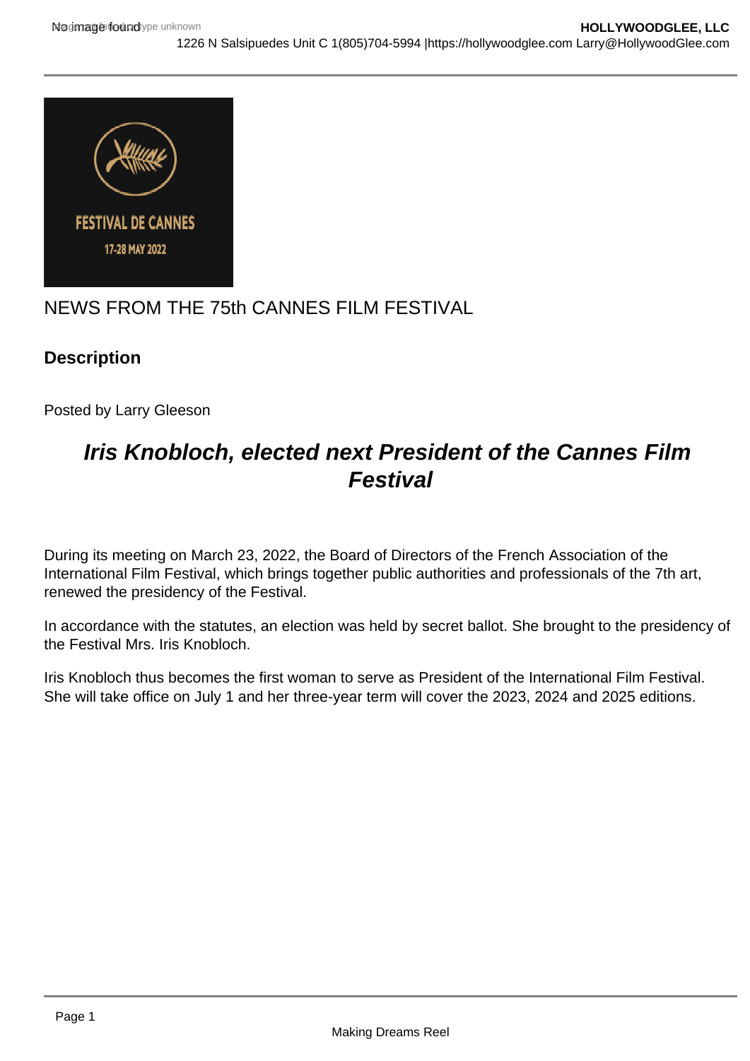NEWS FROM THE 75th CANNES FILM FESTIVAL

**Description**

Posted by Larry Gleeson

## *Iris Knobloch, elected next President of the Cannes Film Festival*

During its meeting on March 23, 2022, the Board of Directors of the French Association of the International Film Festival, which brings together public authorities and professionals of the 7th art, renewed the presidency of the Festival.

In accordance with the statutes, an election was held by secret ballot. She brought to the presidency of the Festival Mrs. Iris Knobloch.

Iris Knobloch thus becomes the first woman to serve as President of the International Film Festival. She will take office on July 1 and her three-year term will cover the 2023, 2024 and 2025 editions.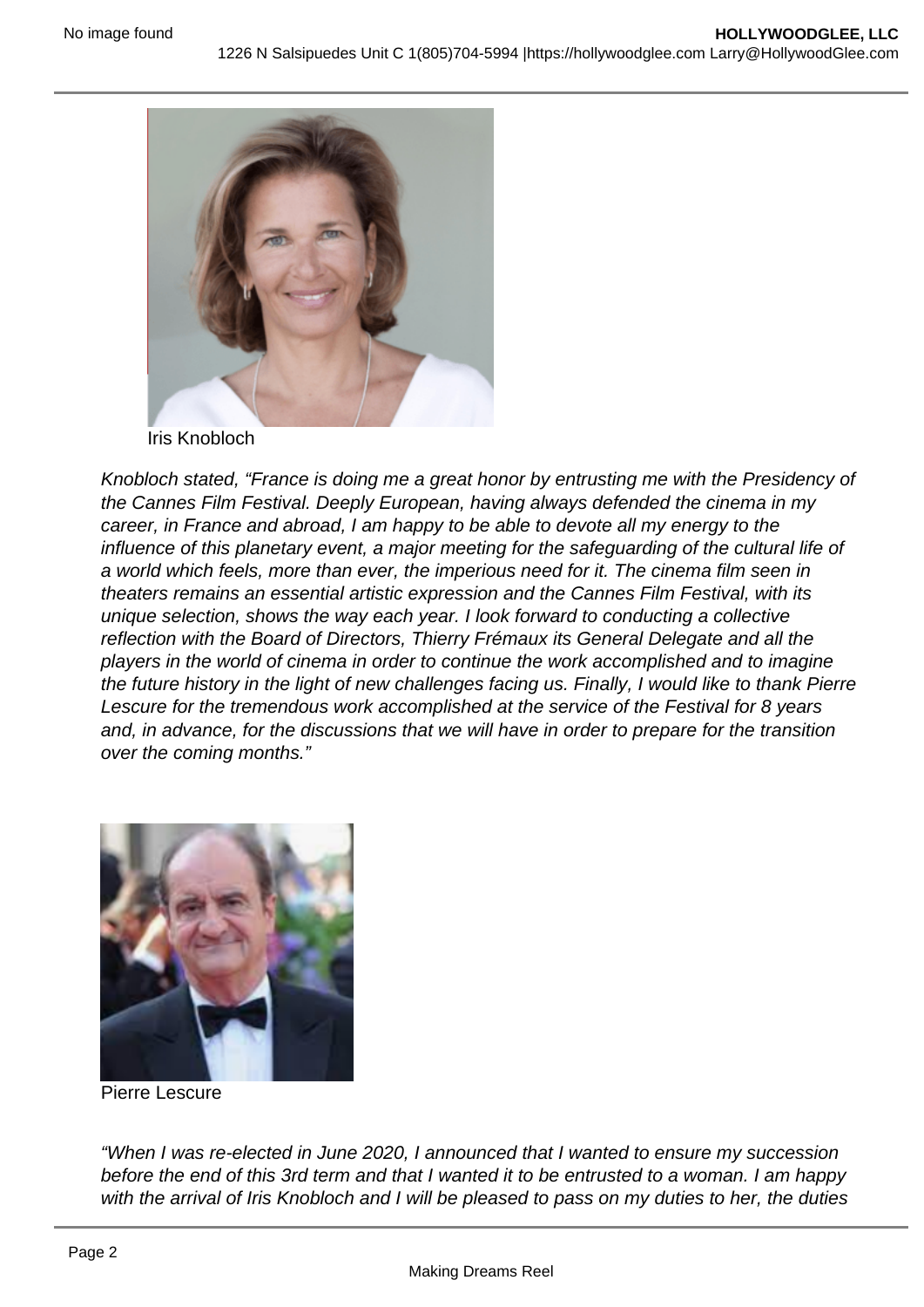Iris Knobloch

*Knobloch stated, “France is doing me a great honor by entrusting me with the Presidency of the Cannes Film Festival. Deeply European, having always defended the cinema in my career, in France and abroad, I am happy to be able to devote all my energy to the influence of this planetary event, a major meeting for the safeguarding of the cultural life of a world which feels, more than ever, the imperious need for it. The cinema film seen in theaters remains an essential artistic expression and the Cannes Film Festival, with its unique selection, shows the way each year. I look forward to conducting a collective reflection with the Board of Directors, Thierry Frémaux its General Delegate and all the players in the world of cinema in order to continue the work accomplished and to imagine the future history in the light of new challenges facing us. Finally, I would like to thank Pierre Lescure for the tremendous work accomplished at the service of the Festival for 8 years and, in advance, for the discussions that we will have in order to prepare for the transition over the coming months.”*

Pierre Lescure

*“When I was re-elected in June 2020, I announced that I wanted to ensure my succession before the end of this 3rd term and that I wanted it to be entrusted to a woman. I am happy with the arrival of Iris Knobloch and I will be pleased to pass on my duties to her, the duties*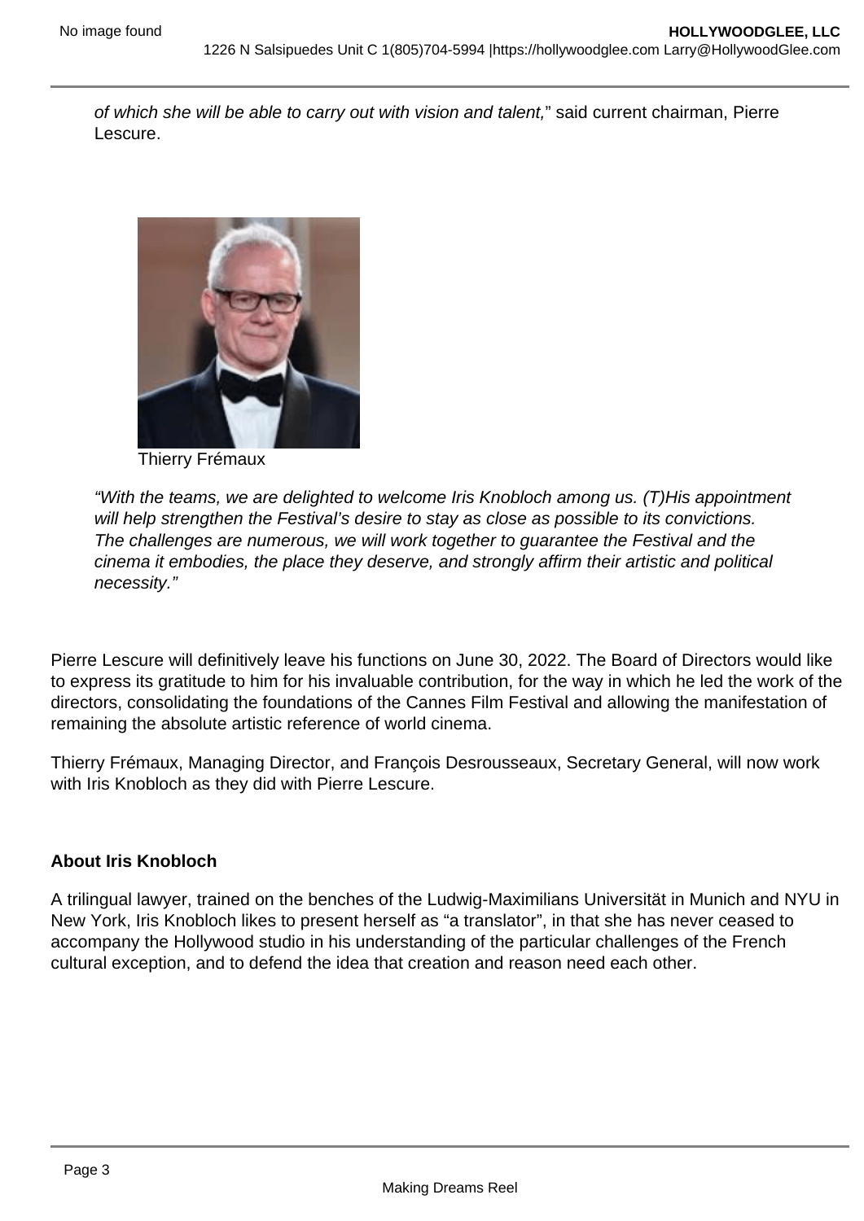*of which she will be able to carry out with vision and talent,*" said current chairman, Pierre Lescure.

Thierry Frémaux

*"With the teams, we are delighted to welcome Iris Knobloch among us. (T)His appointment will help strengthen the Festival's desire to stay as close as possible to its convictions. The challenges are numerous, we will work together to guarantee the Festival and the cinema it embodies, the place they deserve, and strongly affirm their artistic and political necessity."*

Pierre Lescure will definitively leave his functions on June 30, 2022. The Board of Directors would like to express its gratitude to him for his invaluable contribution, for the way in which he led the work of the directors, consolidating the foundations of the Cannes Film Festival and allowing the manifestation of remaining the absolute artistic reference of world cinema.

Thierry Frémaux, Managing Director, and François Desrousseaux, Secretary General, will now work with Iris Knobloch as they did with Pierre Lescure.

**About Iris Knobloch**

A trilingual lawyer, trained on the benches of the Ludwig-Maximilians Universität in Munich and NYU in New York, Iris Knobloch likes to present herself as "a translator", in that she has never ceased to accompany the Hollywood studio in his understanding of the particular challenges of the French cultural exception, and to defend the idea that creation and reason need each other.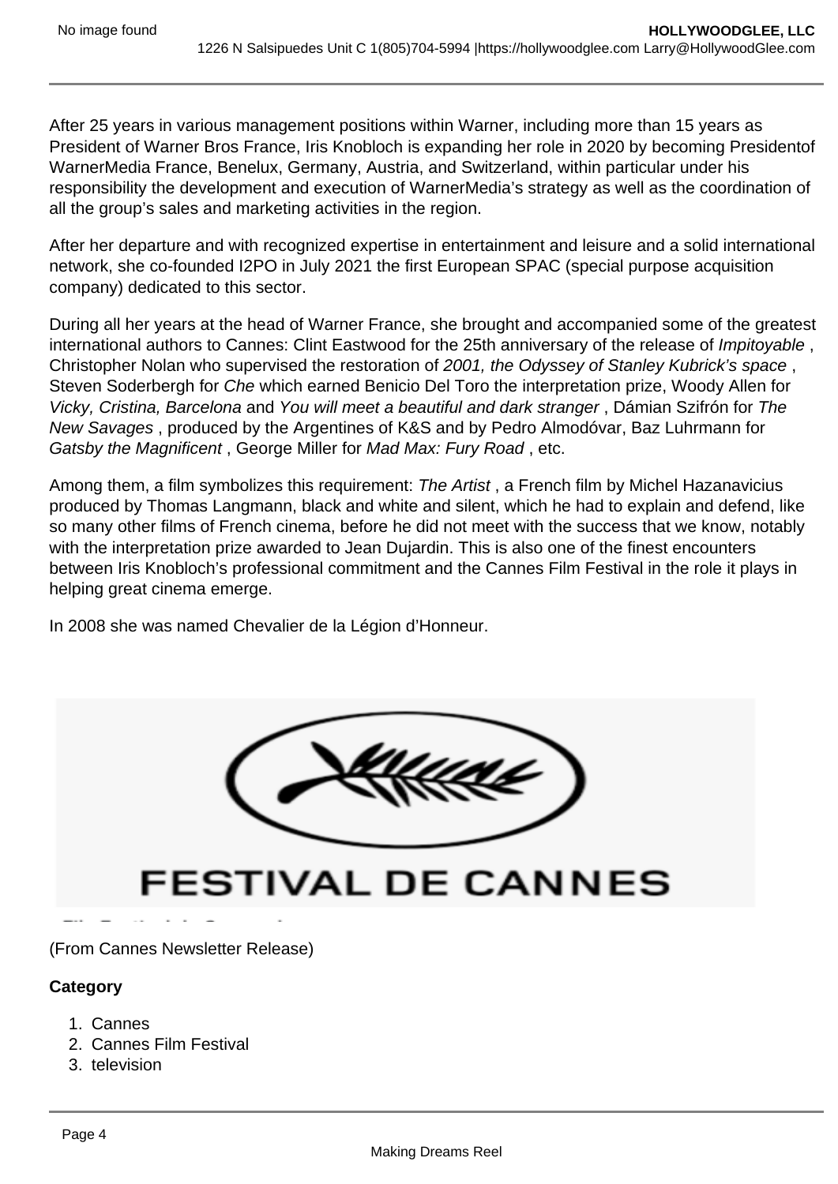After 25 years in various management positions within Warner, including more than 15 years as President of Warner Bros France, Iris Knobloch is expanding her role in 2020 by becoming Presidentof WarnerMedia France, Benelux, Germany, Austria, and Switzerland, within particular under his responsibility the development and execution of WarnerMedia's strategy as well as the coordination of all the group's sales and marketing activities in the region.

After her departure and with recognized expertise in entertainment and leisure and a solid international network, she co-founded I2PO in July 2021 the first European SPAC (special purpose acquisition company) dedicated to this sector.

During all her years at the head of Warner France, she brought and accompanied some of the greatest international authors to Cannes: Clint Eastwood for the 25th anniversary of the release of *Impitoyable* , Christopher Nolan who supervised the restoration of *2001, the Odyssey of Stanley Kubrick's space* , Steven Soderbergh for *Che* which earned Benicio Del Toro the interpretation prize, Woody Allen for *Vicky, Cristina, Barcelona* and *You will meet a beautiful and dark stranger* , Dámian Szifrón for *The New Savages* , produced by the Argentines of K&S and by Pedro Almodóvar, Baz Luhrmann for *Gatsby the Magnificent* , George Miller for *Mad Max: Fury Road* , etc.

Among them, a film symbolizes this requirement: *The Artist* , a French film by Michel Hazanavicius produced by Thomas Langmann, black and white and silent, which he had to explain and defend, like so many other films of French cinema, before he did not meet with the success that we know, notably with the interpretation prize awarded to Jean Dujardin. This is also one of the finest encounters between Iris Knobloch's professional commitment and the Cannes Film Festival in the role it plays in helping great cinema emerge.

In 2008 she was named Chevalier de la Légion d'Honneur.

FESTIVAL DE CANNES

(From Cannes Newsletter Release)

**Category**

1. Cannes
2. Cannes Film Festival
3. television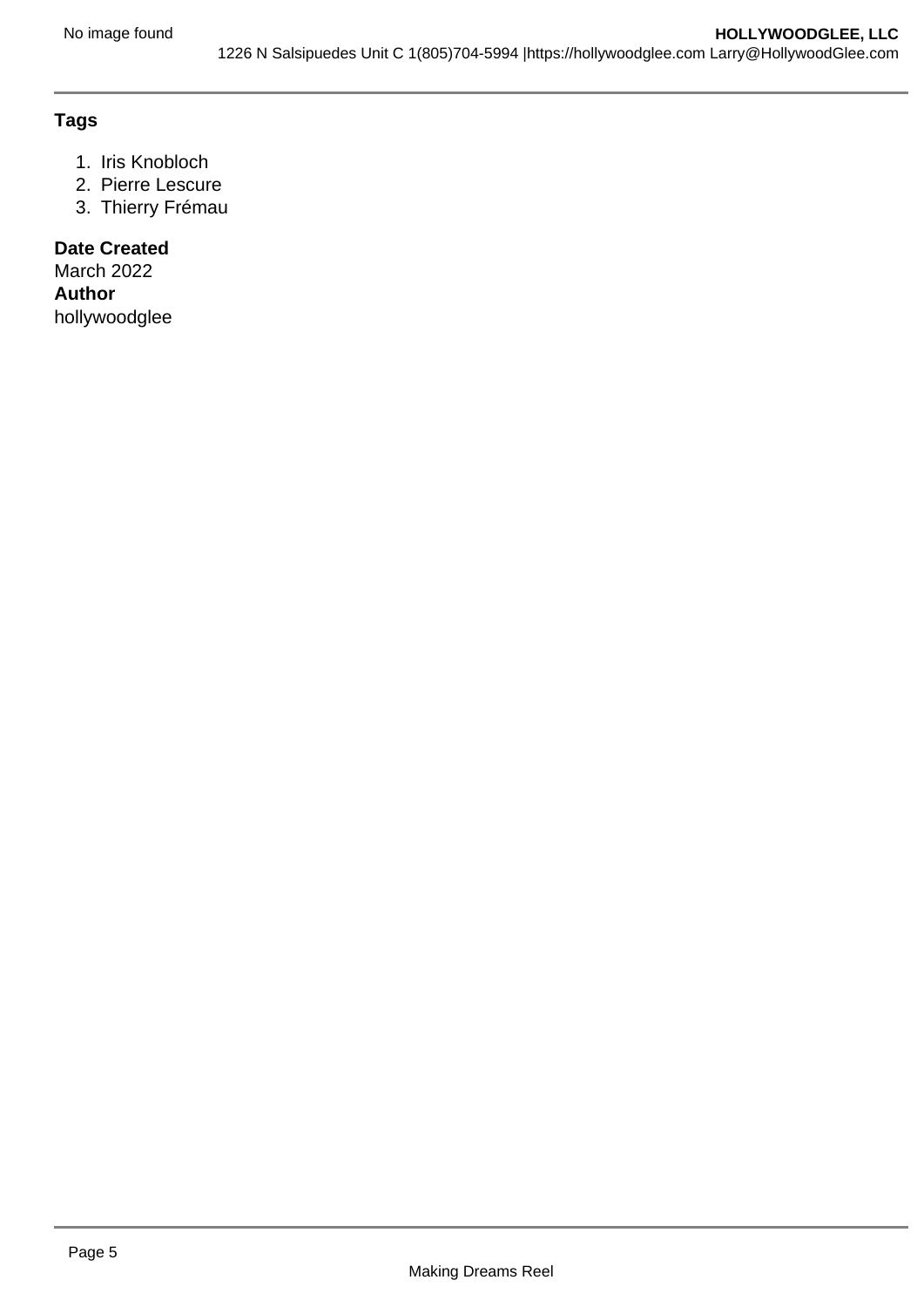**Tags**

1. Iris Knobloch
2. Pierre Lescure
3. Thierry Frémau

**Date Created**
March 2022
**Author**
hollywoodglee